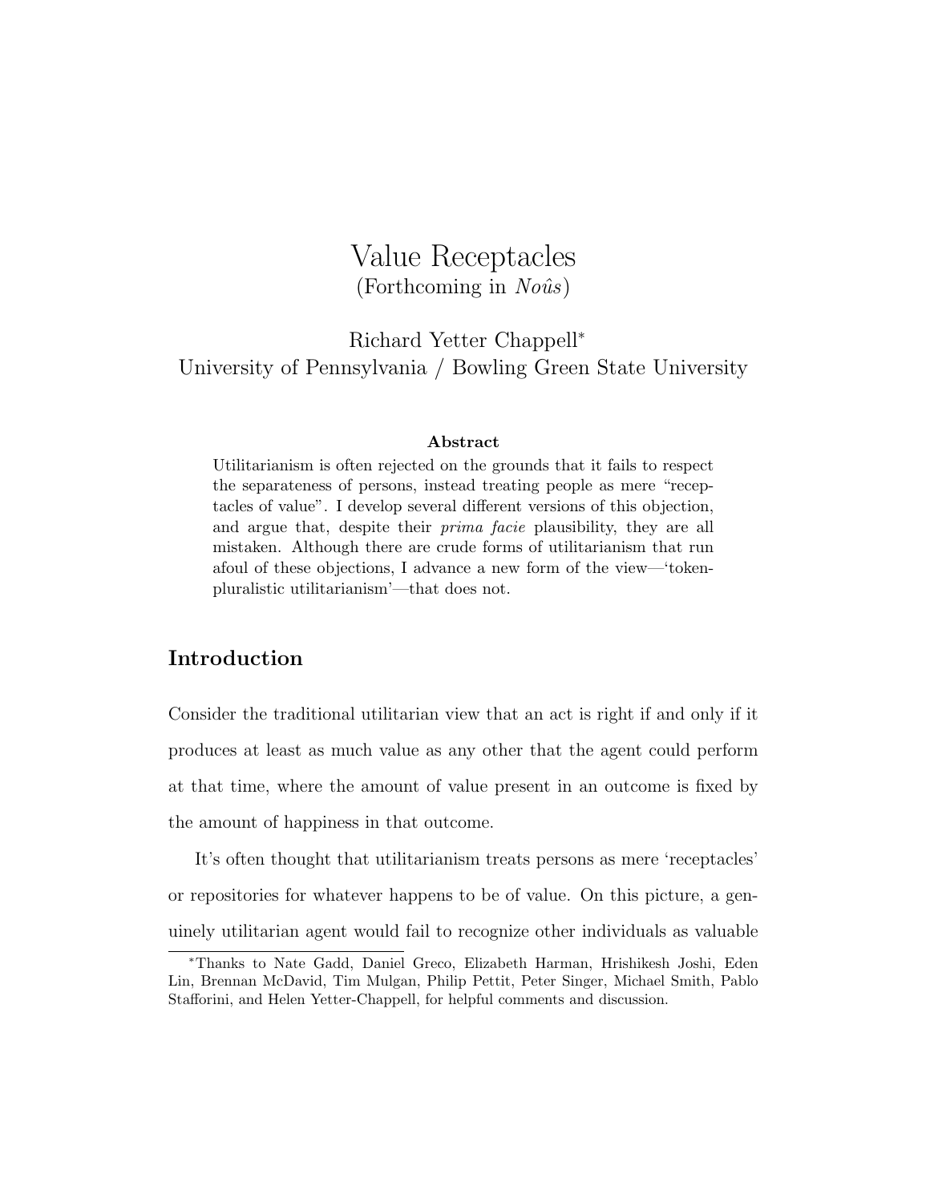# Value Receptacles

(Forthcoming in *Noûs*)

Richard Yetter Chappell*

University of Pennsylvania / Bowling Green State University

**Abstract**

Utilitarianism is often rejected on the grounds that it fails to respect the separateness of persons, instead treating people as mere "receptacles of value". I develop several different versions of this objection, and argue that, despite their *prima facie* plausibility, they are all mistaken. Although there are crude forms of utilitarianism that run afoul of these objections, I advance a new form of the view—'token-pluralistic utilitarianism'—that does not.

## Introduction

Consider the traditional utilitarian view that an act is right if and only if it produces at least as much value as any other that the agent could perform at that time, where the amount of value present in an outcome is fixed by the amount of happiness in that outcome.

It's often thought that utilitarianism treats persons as mere 'receptacles' or repositories for whatever happens to be of value. On this picture, a genuinely utilitarian agent would fail to recognize other individuals as valuable

*Thanks to Nate Gadd, Daniel Greco, Elizabeth Harman, Hrishikesh Joshi, Eden Lin, Brennan McDavid, Tim Mulgan, Philip Pettit, Peter Singer, Michael Smith, Pablo Stafforini, and Helen Yetter-Chappell, for helpful comments and discussion.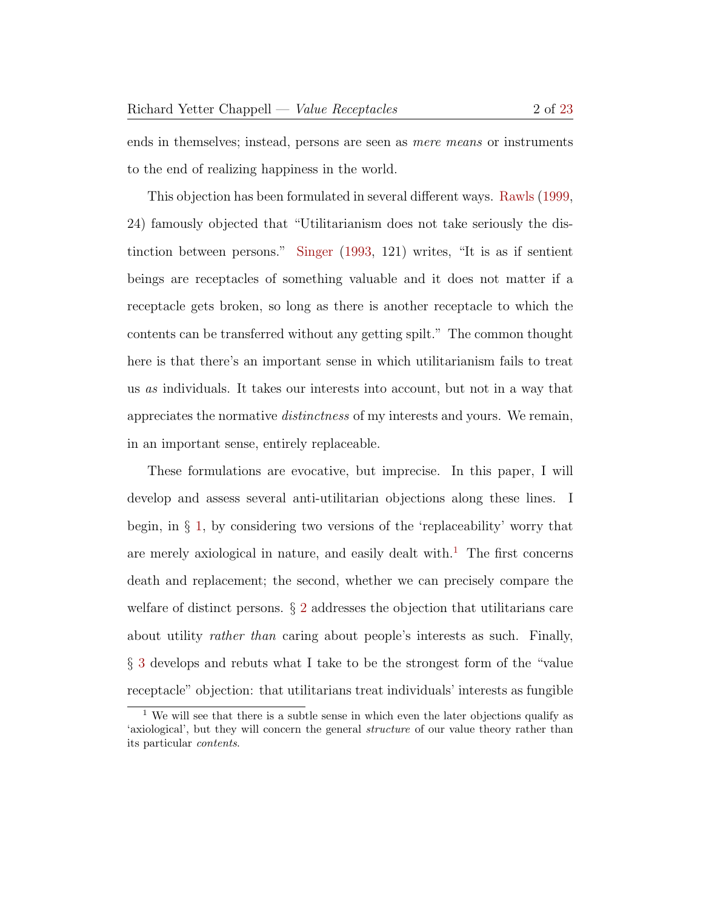ends in themselves; instead, persons are seen as *mere means* or instruments to the end of realizing happiness in the world.

This objection has been formulated in several different ways. Rawls (1999, 24) famously objected that "Utilitarianism does not take seriously the distinction between persons." Singer (1993, 121) writes, "It is as if sentient beings are receptacles of something valuable and it does not matter if a receptacle gets broken, so long as there is another receptacle to which the contents can be transferred without any getting spilt." The common thought here is that there's an important sense in which utilitarianism fails to treat us *as* individuals. It takes our interests into account, but not in a way that appreciates the normative *distinctness* of my interests and yours. We remain, in an important sense, entirely replaceable.

These formulations are evocative, but imprecise. In this paper, I will develop and assess several anti-utilitarian objections along these lines. I begin, in § 1, by considering two versions of the 'replaceability' worry that are merely axiological in nature, and easily dealt with.[1] The first concerns death and replacement; the second, whether we can precisely compare the welfare of distinct persons. § 2 addresses the objection that utilitarians care about utility *rather than* caring about people's interests as such. Finally, § 3 develops and rebuts what I take to be the strongest form of the "value receptacle" objection: that utilitarians treat individuals' interests as fungible

[1] We will see that there is a subtle sense in which even the later objections qualify as 'axiological', but they will concern the general *structure* of our value theory rather than its particular *contents*.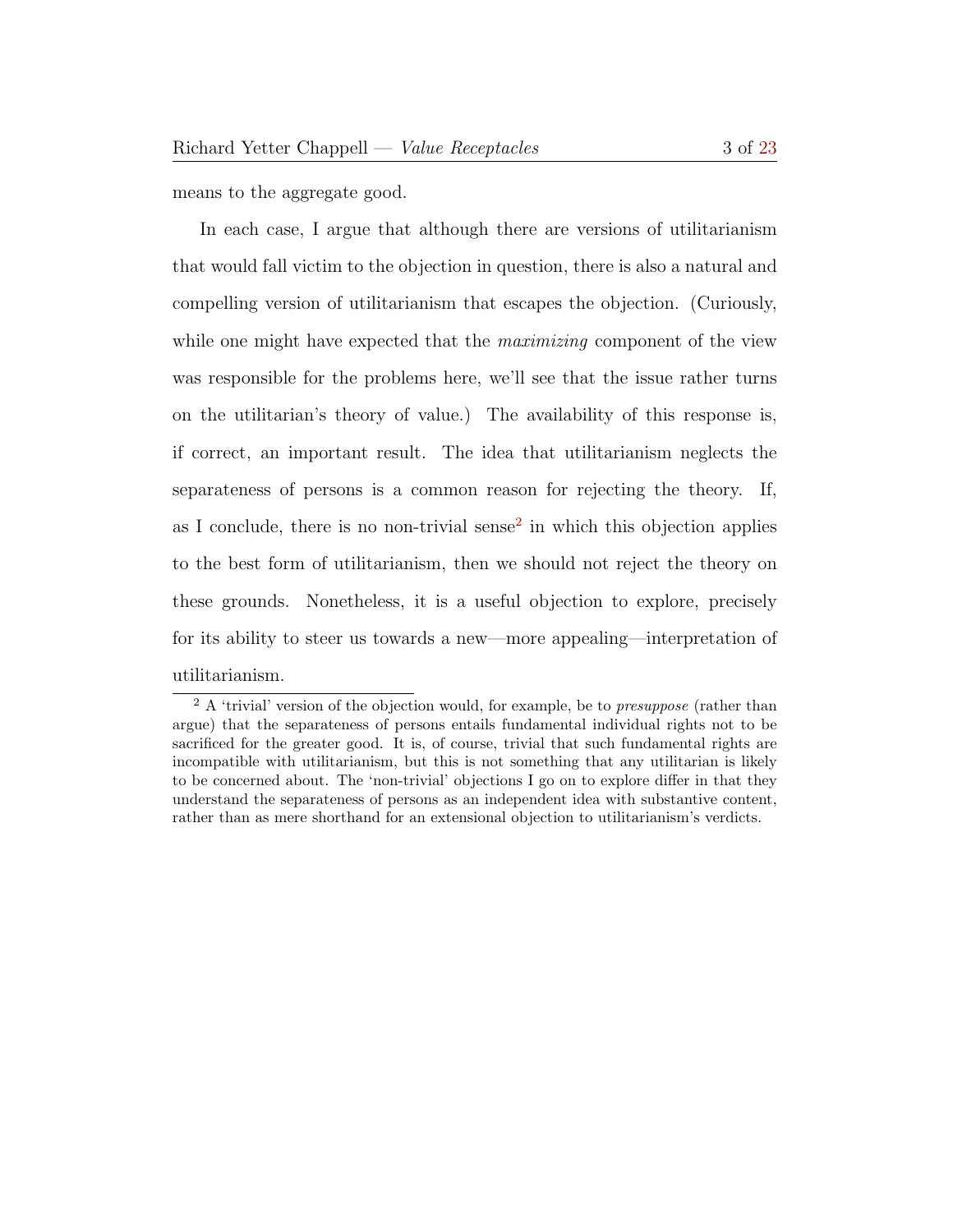means to the aggregate good.

In each case, I argue that although there are versions of utilitarianism that would fall victim to the objection in question, there is also a natural and compelling version of utilitarianism that escapes the objection. (Curiously, while one might have expected that the *maximizing* component of the view was responsible for the problems here, we'll see that the issue rather turns on the utilitarian's theory of value.) The availability of this response is, if correct, an important result. The idea that utilitarianism neglects the separateness of persons is a common reason for rejecting the theory. If, as I conclude, there is no non-trivial sense[2] in which this objection applies to the best form of utilitarianism, then we should not reject the theory on these grounds. Nonetheless, it is a useful objection to explore, precisely for its ability to steer us towards a new—more appealing—interpretation of utilitarianism.

[2] A 'trivial' version of the objection would, for example, be to *presuppose* (rather than argue) that the separateness of persons entails fundamental individual rights not to be sacrificed for the greater good. It is, of course, trivial that such fundamental rights are incompatible with utilitarianism, but this is not something that any utilitarian is likely to be concerned about. The 'non-trivial' objections I go on to explore differ in that they understand the separateness of persons as an independent idea with substantive content, rather than as mere shorthand for an extensional objection to utilitarianism's verdicts.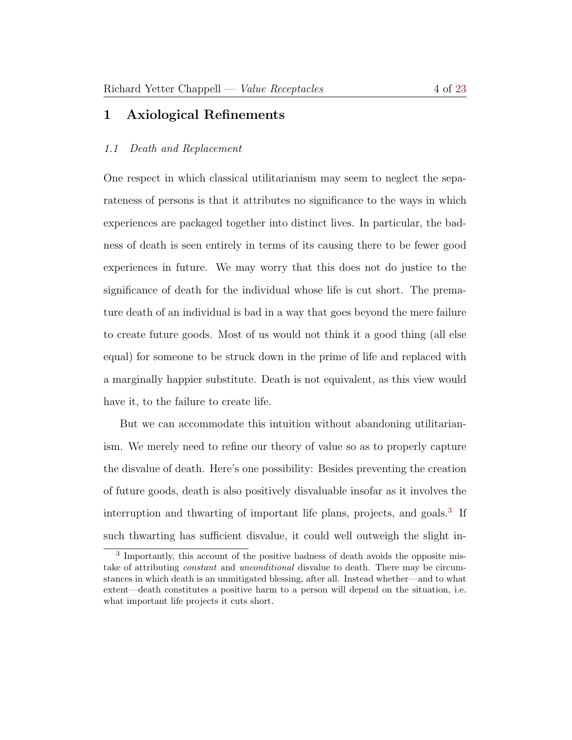# 1 Axiological Refinements

### *1.1 Death and Replacement*

One respect in which classical utilitarianism may seem to neglect the separateness of persons is that it attributes no significance to the ways in which experiences are packaged together into distinct lives. In particular, the badness of death is seen entirely in terms of its causing there to be fewer good experiences in future. We may worry that this does not do justice to the significance of death for the individual whose life is cut short. The premature death of an individual is bad in a way that goes beyond the mere failure to create future goods. Most of us would not think it a good thing (all else equal) for someone to be struck down in the prime of life and replaced with a marginally happier substitute. Death is not equivalent, as this view would have it, to the failure to create life.

But we can accommodate this intuition without abandoning utilitarianism. We merely need to refine our theory of value so as to properly capture the disvalue of death. Here's one possibility: Besides preventing the creation of future goods, death is also positively disvaluable insofar as it involves the interruption and thwarting of important life plans, projects, and goals.[3] If such thwarting has sufficient disvalue, it could well outweigh the slight in-

[3] Importantly, this account of the positive badness of death avoids the opposite mistake of attributing *constant* and *unconditional* disvalue to death. There may be circumstances in which death is an unmitigated blessing, after all. Instead whether—and to what extent—death constitutes a positive harm to a person will depend on the situation, i.e. what important life projects it cuts short.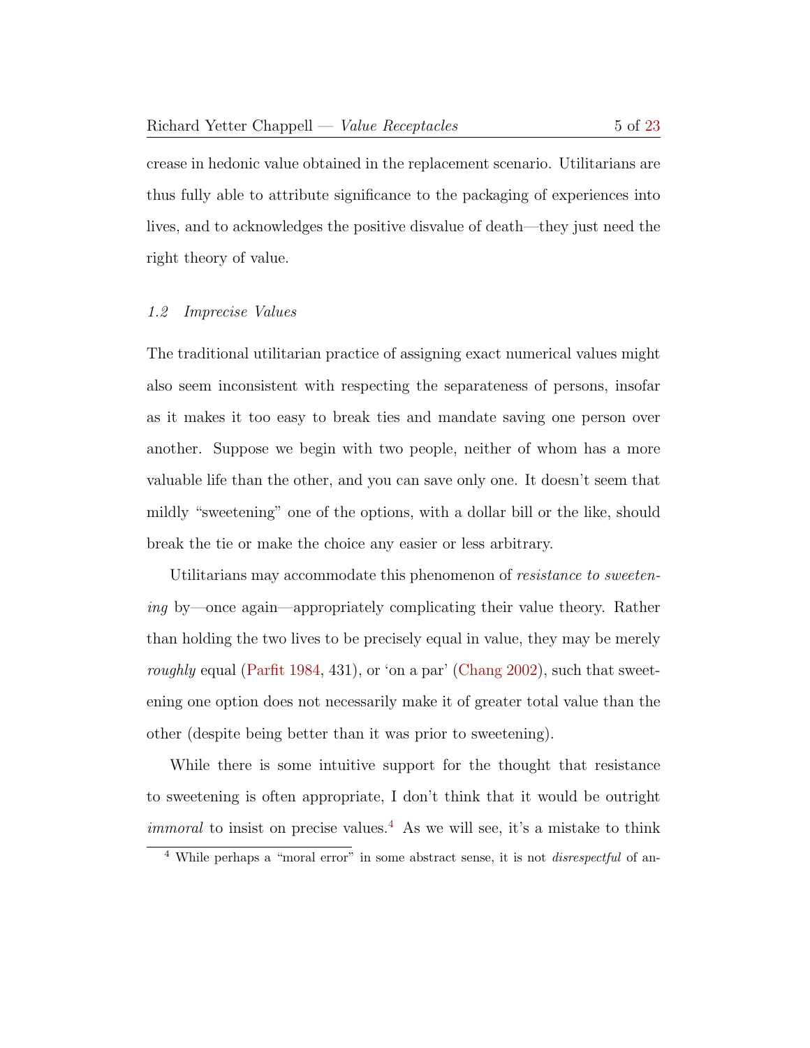crease in hedonic value obtained in the replacement scenario. Utilitarians are thus fully able to attribute significance to the packaging of experiences into lives, and to acknowledges the positive disvalue of death—they just need the right theory of value.

### 1.2 Imprecise Values

The traditional utilitarian practice of assigning exact numerical values might also seem inconsistent with respecting the separateness of persons, insofar as it makes it too easy to break ties and mandate saving one person over another. Suppose we begin with two people, neither of whom has a more valuable life than the other, and you can save only one. It doesn't seem that mildly "sweetening" one of the options, with a dollar bill or the like, should break the tie or make the choice any easier or less arbitrary.

Utilitarians may accommodate this phenomenon of *resistance to sweetening* by—once again—appropriately complicating their value theory. Rather than holding the two lives to be precisely equal in value, they may be merely *roughly* equal (Parfit 1984, 431), or 'on a par' (Chang 2002), such that sweetening one option does not necessarily make it of greater total value than the other (despite being better than it was prior to sweetening).

While there is some intuitive support for the thought that resistance to sweetening is often appropriate, I don't think that it would be outright *immoral* to insist on precise values.[4] As we will see, it's a mistake to think

[4] While perhaps a "moral error" in some abstract sense, it is not *disrespectful* of an-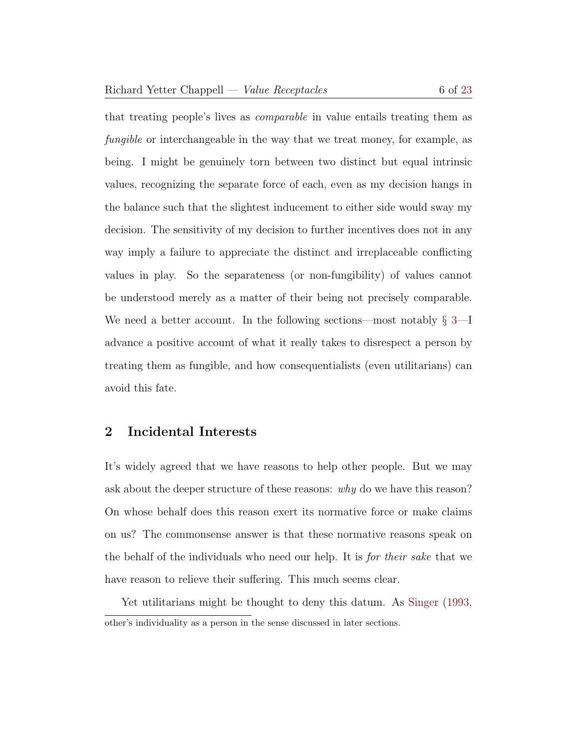that treating people's lives as *comparable* in value entails treating them as *fungible* or interchangeable in the way that we treat money, for example, as being. I might be genuinely torn between two distinct but equal intrinsic values, recognizing the separate force of each, even as my decision hangs in the balance such that the slightest inducement to either side would sway my decision. The sensitivity of my decision to further incentives does not in any way imply a failure to appreciate the distinct and irreplaceable conflicting values in play. So the separateness (or non-fungibility) of values cannot be understood merely as a matter of their being not precisely comparable. We need a better account. In the following sections—most notably § 3—I advance a positive account of what it really takes to disrespect a person by treating them as fungible, and how consequentialists (even utilitarians) can avoid this fate.

## 2 Incidental Interests

It's widely agreed that we have reasons to help other people. But we may ask about the deeper structure of these reasons: *why* do we have this reason? On whose behalf does this reason exert its normative force or make claims on us? The commonsense answer is that these normative reasons speak on the behalf of the individuals who need our help. It is *for their sake* that we have reason to relieve their suffering. This much seems clear.

Yet utilitarians might be thought to deny this datum. As Singer (1993,

other's individuality as a person in the sense discussed in later sections.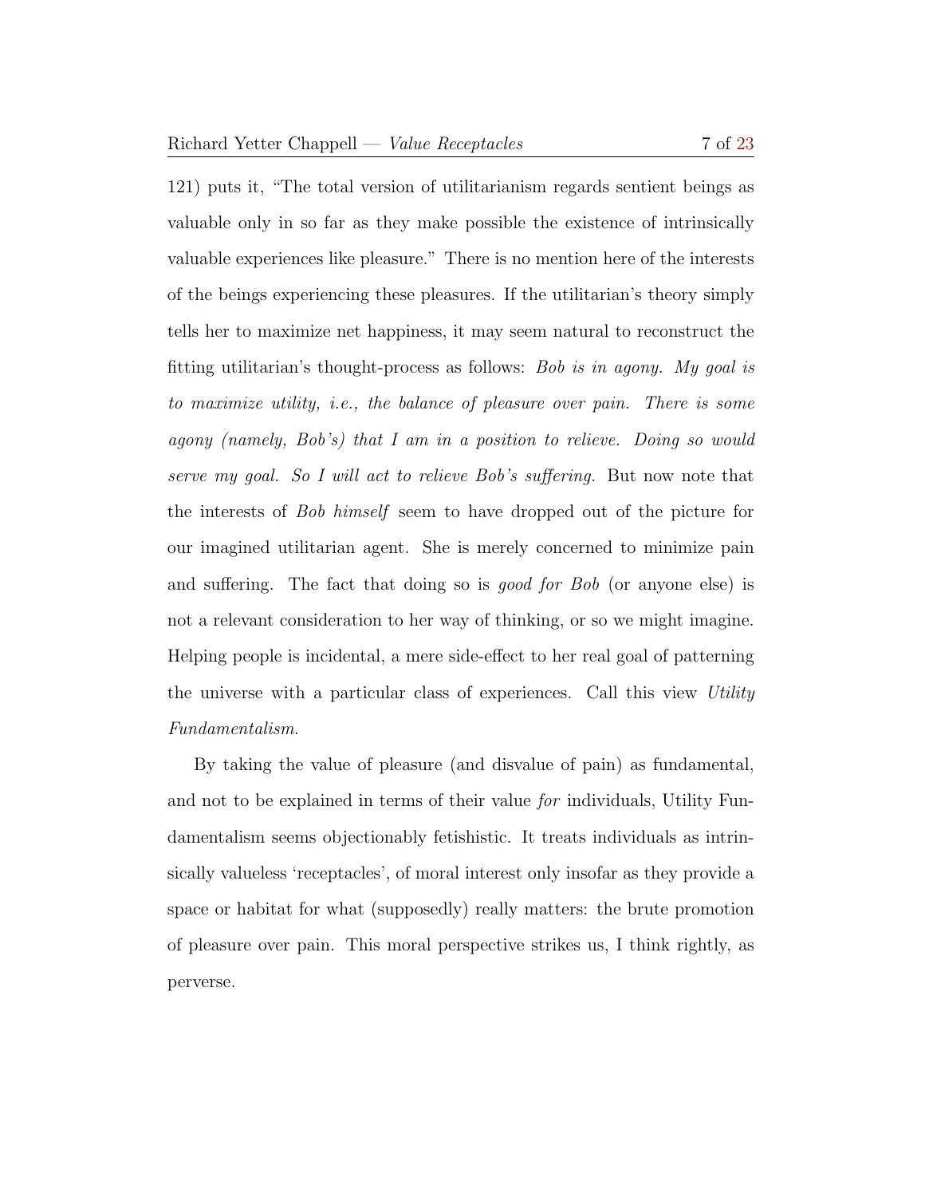121) puts it, “The total version of utilitarianism regards sentient beings as valuable only in so far as they make possible the existence of intrinsically valuable experiences like pleasure.” There is no mention here of the interests of the beings experiencing these pleasures. If the utilitarian’s theory simply tells her to maximize net happiness, it may seem natural to reconstruct the fitting utilitarian’s thought-process as follows: *Bob is in agony. My goal is to maximize utility, i.e., the balance of pleasure over pain. There is some agony (namely, Bob’s) that I am in a position to relieve. Doing so would serve my goal. So I will act to relieve Bob’s suffering.* But now note that the interests of *Bob himself* seem to have dropped out of the picture for our imagined utilitarian agent. She is merely concerned to minimize pain and suffering. The fact that doing so is *good for Bob* (or anyone else) is not a relevant consideration to her way of thinking, or so we might imagine. Helping people is incidental, a mere side-effect to her real goal of patterning the universe with a particular class of experiences. Call this view *Utility Fundamentalism.*

By taking the value of pleasure (and disvalue of pain) as fundamental, and not to be explained in terms of their value *for* individuals, Utility Fundamentalism seems objectionably fetishistic. It treats individuals as intrinsically valueless ‘receptacles’, of moral interest only insofar as they provide a space or habitat for what (supposedly) really matters: the brute promotion of pleasure over pain. This moral perspective strikes us, I think rightly, as perverse.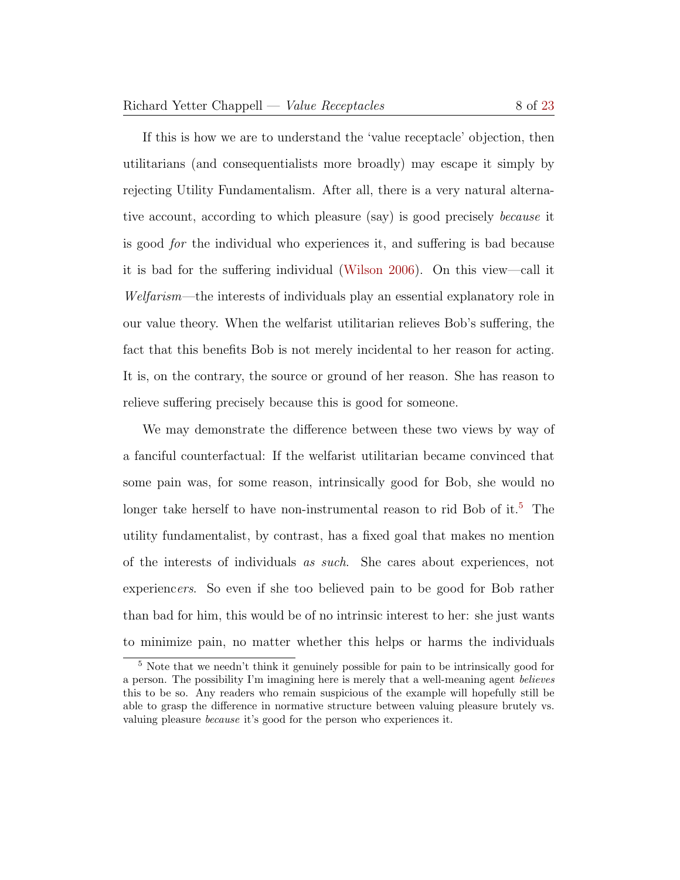If this is how we are to understand the 'value receptacle' objection, then utilitarians (and consequentialists more broadly) may escape it simply by rejecting Utility Fundamentalism. After all, there is a very natural alternative account, according to which pleasure (say) is good precisely *because* it is good *for* the individual who experiences it, and suffering is bad because it is bad for the suffering individual (Wilson 2006). On this view—call it *Welfarism*—the interests of individuals play an essential explanatory role in our value theory. When the welfarist utilitarian relieves Bob's suffering, the fact that this benefits Bob is not merely incidental to her reason for acting. It is, on the contrary, the source or ground of her reason. She has reason to relieve suffering precisely because this is good for someone.

We may demonstrate the difference between these two views by way of a fanciful counterfactual: If the welfarist utilitarian became convinced that some pain was, for some reason, intrinsically good for Bob, she would no longer take herself to have non-instrumental reason to rid Bob of it.[5] The utility fundamentalist, by contrast, has a fixed goal that makes no mention of the interests of individuals *as such*. She cares about experiences, not experienc*ers*. So even if she too believed pain to be good for Bob rather than bad for him, this would be of no intrinsic interest to her: she just wants to minimize pain, no matter whether this helps or harms the individuals

[5] Note that we needn't think it genuinely possible for pain to be intrinsically good for a person. The possibility I'm imagining here is merely that a well-meaning agent *believes* this to be so. Any readers who remain suspicious of the example will hopefully still be able to grasp the difference in normative structure between valuing pleasure brutely vs. valuing pleasure *because* it's good for the person who experiences it.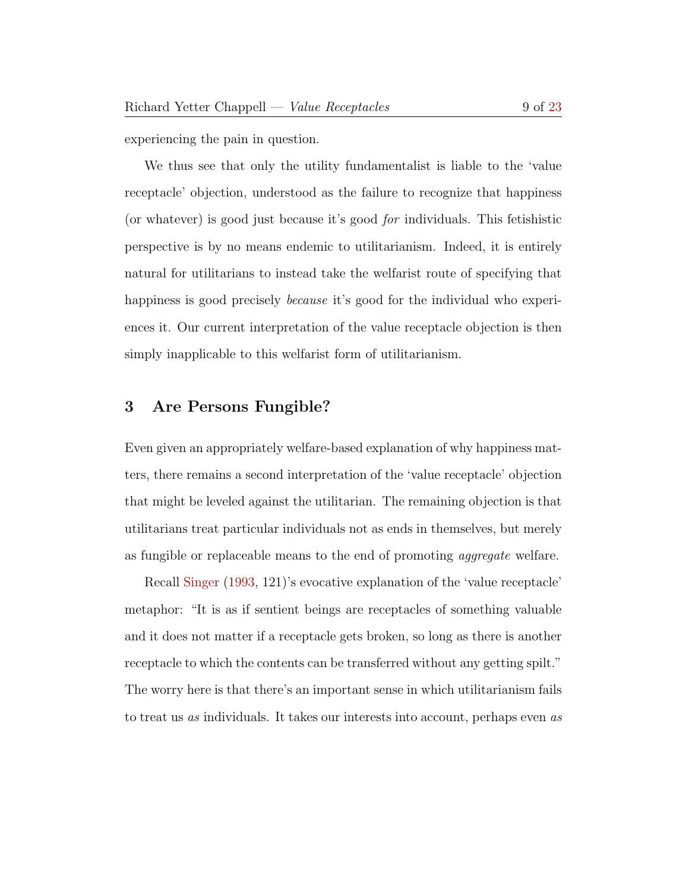experiencing the pain in question.

We thus see that only the utility fundamentalist is liable to the 'value receptacle' objection, understood as the failure to recognize that happiness (or whatever) is good just because it's good *for* individuals. This fetishistic perspective is by no means endemic to utilitarianism. Indeed, it is entirely natural for utilitarians to instead take the welfarist route of specifying that happiness is good precisely *because* it's good for the individual who experiences it. Our current interpretation of the value receptacle objection is then simply inapplicable to this welfarist form of utilitarianism.

## 3 Are Persons Fungible?

Even given an appropriately welfare-based explanation of why happiness matters, there remains a second interpretation of the 'value receptacle' objection that might be leveled against the utilitarian. The remaining objection is that utilitarians treat particular individuals not as ends in themselves, but merely as fungible or replaceable means to the end of promoting *aggregate* welfare.

Recall Singer (1993, 121)'s evocative explanation of the 'value receptacle' metaphor: "It is as if sentient beings are receptacles of something valuable and it does not matter if a receptacle gets broken, so long as there is another receptacle to which the contents can be transferred without any getting spilt." The worry here is that there's an important sense in which utilitarianism fails to treat us *as* individuals. It takes our interests into account, perhaps even *as*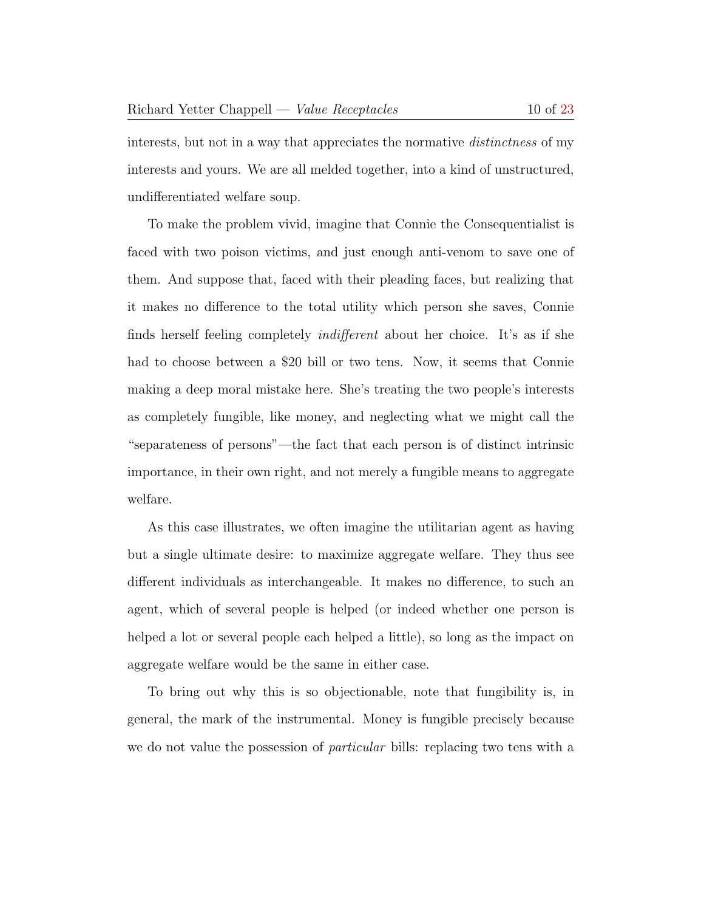interests, but not in a way that appreciates the normative *distinctness* of my interests and yours. We are all melded together, into a kind of unstructured, undifferentiated welfare soup.

To make the problem vivid, imagine that Connie the Consequentialist is faced with two poison victims, and just enough anti-venom to save one of them. And suppose that, faced with their pleading faces, but realizing that it makes no difference to the total utility which person she saves, Connie finds herself feeling completely *indifferent* about her choice. It's as if she had to choose between a $20 bill or two tens. Now, it seems that Connie making a deep moral mistake here. She's treating the two people's interests as completely fungible, like money, and neglecting what we might call the "separateness of persons"—the fact that each person is of distinct intrinsic importance, in their own right, and not merely a fungible means to aggregate welfare.

As this case illustrates, we often imagine the utilitarian agent as having but a single ultimate desire: to maximize aggregate welfare. They thus see different individuals as interchangeable. It makes no difference, to such an agent, which of several people is helped (or indeed whether one person is helped a lot or several people each helped a little), so long as the impact on aggregate welfare would be the same in either case.

To bring out why this is so objectionable, note that fungibility is, in general, the mark of the instrumental. Money is fungible precisely because we do not value the possession of *particular* bills: replacing two tens with a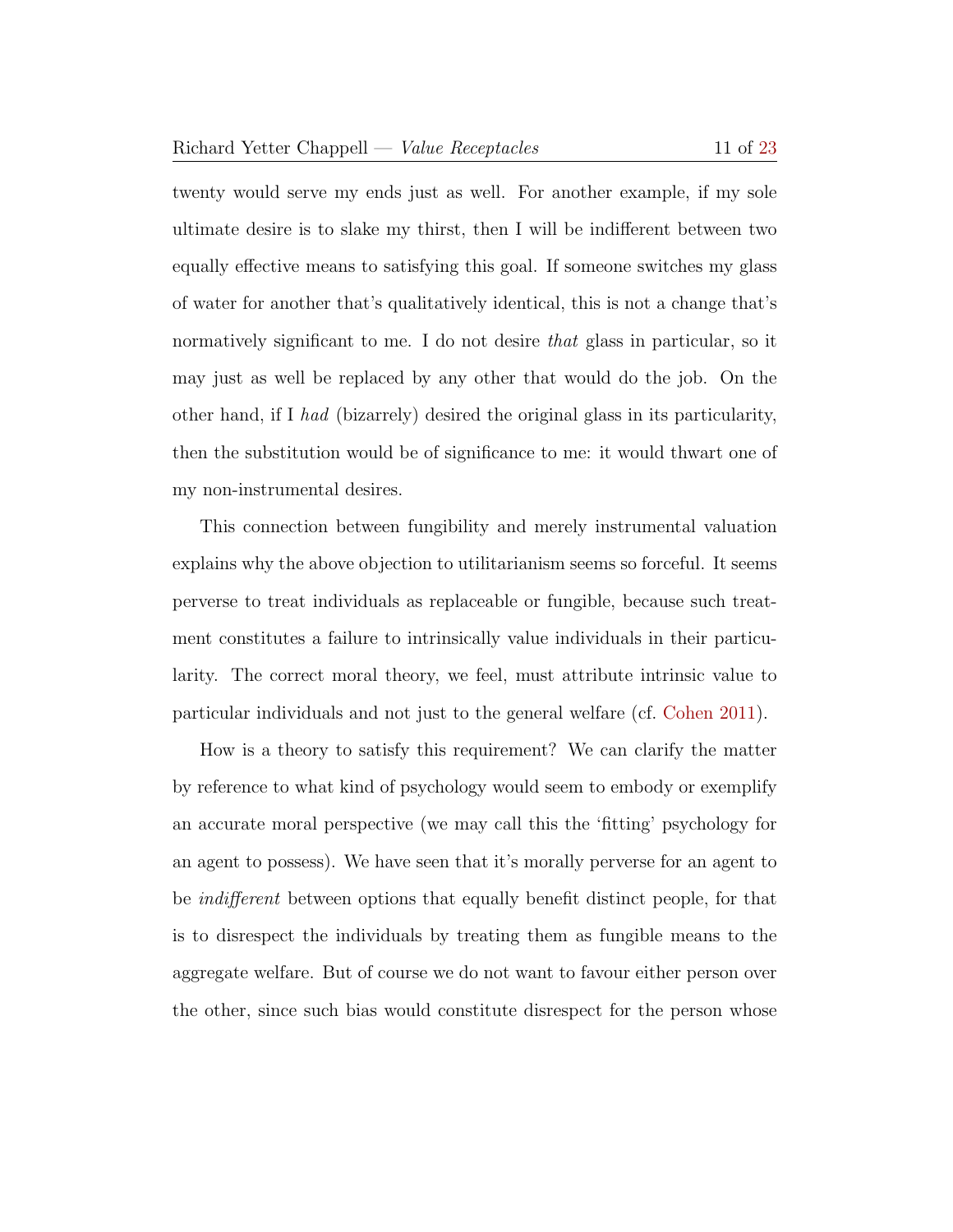twenty would serve my ends just as well. For another example, if my sole ultimate desire is to slake my thirst, then I will be indifferent between two equally effective means to satisfying this goal. If someone switches my glass of water for another that's qualitatively identical, this is not a change that's normatively significant to me. I do not desire *that* glass in particular, so it may just as well be replaced by any other that would do the job. On the other hand, if I *had* (bizarrely) desired the original glass in its particularity, then the substitution would be of significance to me: it would thwart one of my non-instrumental desires.

This connection between fungibility and merely instrumental valuation explains why the above objection to utilitarianism seems so forceful. It seems perverse to treat individuals as replaceable or fungible, because such treatment constitutes a failure to intrinsically value individuals in their particularity. The correct moral theory, we feel, must attribute intrinsic value to particular individuals and not just to the general welfare (cf. Cohen 2011).

How is a theory to satisfy this requirement? We can clarify the matter by reference to what kind of psychology would seem to embody or exemplify an accurate moral perspective (we may call this the 'fitting' psychology for an agent to possess). We have seen that it's morally perverse for an agent to be *indifferent* between options that equally benefit distinct people, for that is to disrespect the individuals by treating them as fungible means to the aggregate welfare. But of course we do not want to favour either person over the other, since such bias would constitute disrespect for the person whose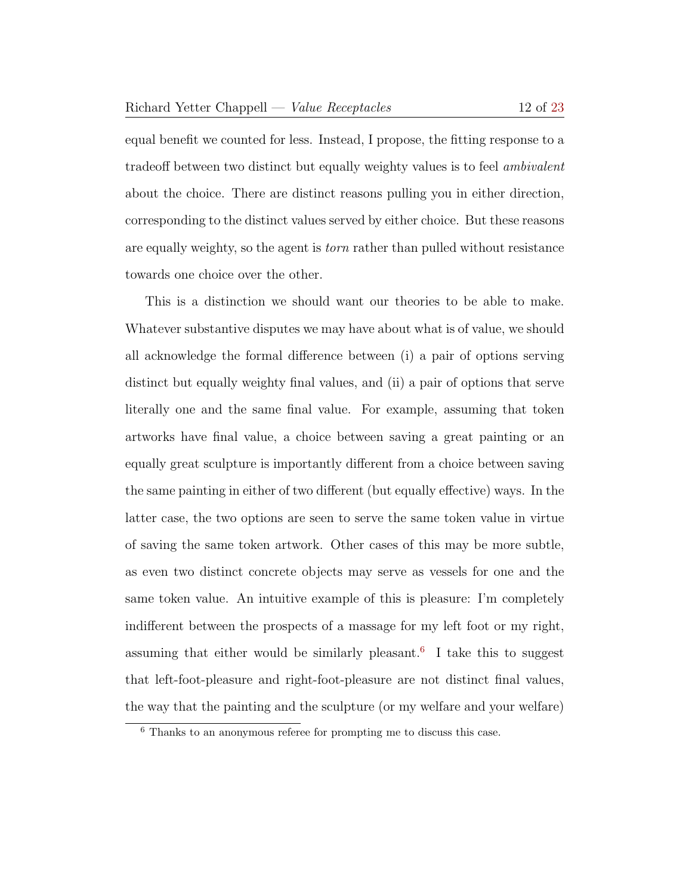equal benefit we counted for less. Instead, I propose, the fitting response to a tradeoff between two distinct but equally weighty values is to feel *ambivalent* about the choice. There are distinct reasons pulling you in either direction, corresponding to the distinct values served by either choice. But these reasons are equally weighty, so the agent is *torn* rather than pulled without resistance towards one choice over the other.

This is a distinction we should want our theories to be able to make. Whatever substantive disputes we may have about what is of value, we should all acknowledge the formal difference between (i) a pair of options serving distinct but equally weighty final values, and (ii) a pair of options that serve literally one and the same final value. For example, assuming that token artworks have final value, a choice between saving a great painting or an equally great sculpture is importantly different from a choice between saving the same painting in either of two different (but equally effective) ways. In the latter case, the two options are seen to serve the same token value in virtue of saving the same token artwork. Other cases of this may be more subtle, as even two distinct concrete objects may serve as vessels for one and the same token value. An intuitive example of this is pleasure: I'm completely indifferent between the prospects of a massage for my left foot or my right, assuming that either would be similarly pleasant.[6] I take this to suggest that left-foot-pleasure and right-foot-pleasure are not distinct final values, the way that the painting and the sculpture (or my welfare and your welfare)

[6] Thanks to an anonymous referee for prompting me to discuss this case.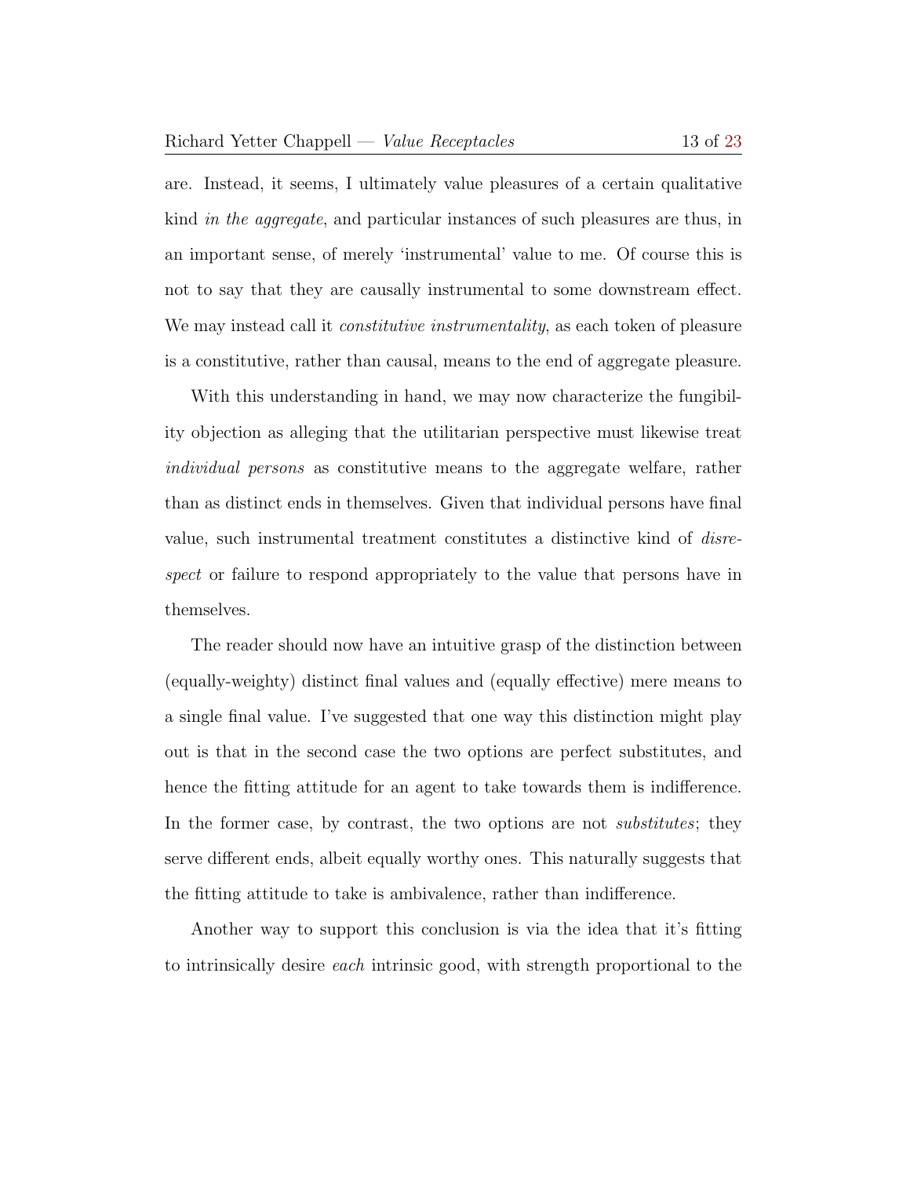are. Instead, it seems, I ultimately value pleasures of a certain qualitative kind *in the aggregate*, and particular instances of such pleasures are thus, in an important sense, of merely 'instrumental' value to me. Of course this is not to say that they are causally instrumental to some downstream effect. We may instead call it *constitutive instrumentality*, as each token of pleasure is a constitutive, rather than causal, means to the end of aggregate pleasure.

With this understanding in hand, we may now characterize the fungibility objection as alleging that the utilitarian perspective must likewise treat *individual persons* as constitutive means to the aggregate welfare, rather than as distinct ends in themselves. Given that individual persons have final value, such instrumental treatment constitutes a distinctive kind of *disrespect* or failure to respond appropriately to the value that persons have in themselves.

The reader should now have an intuitive grasp of the distinction between (equally-weighty) distinct final values and (equally effective) mere means to a single final value. I've suggested that one way this distinction might play out is that in the second case the two options are perfect substitutes, and hence the fitting attitude for an agent to take towards them is indifference. In the former case, by contrast, the two options are not *substitutes*; they serve different ends, albeit equally worthy ones. This naturally suggests that the fitting attitude to take is ambivalence, rather than indifference.

Another way to support this conclusion is via the idea that it's fitting to intrinsically desire *each* intrinsic good, with strength proportional to the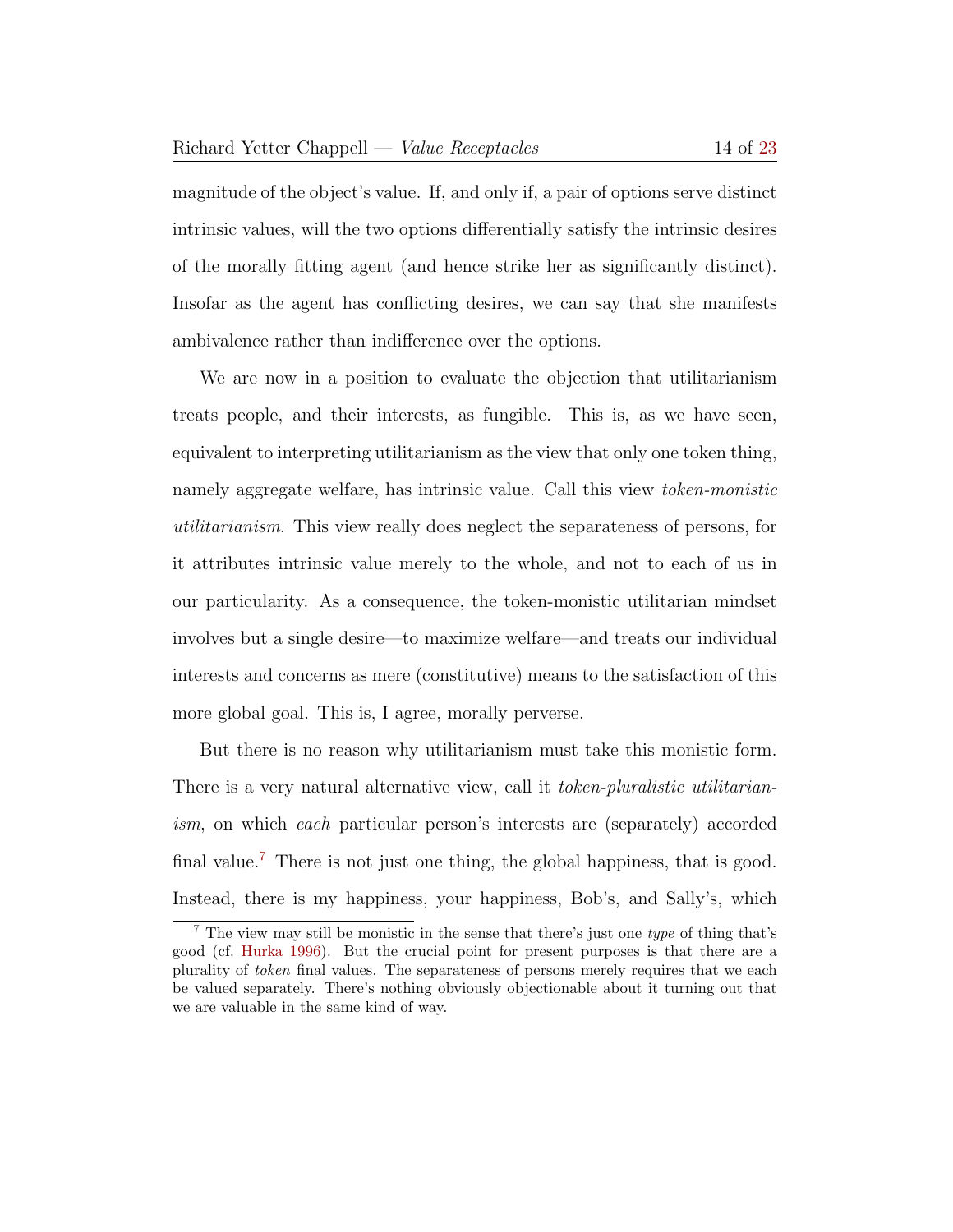magnitude of the object's value. If, and only if, a pair of options serve distinct intrinsic values, will the two options differentially satisfy the intrinsic desires of the morally fitting agent (and hence strike her as significantly distinct). Insofar as the agent has conflicting desires, we can say that she manifests ambivalence rather than indifference over the options.

We are now in a position to evaluate the objection that utilitarianism treats people, and their interests, as fungible. This is, as we have seen, equivalent to interpreting utilitarianism as the view that only one token thing, namely aggregate welfare, has intrinsic value. Call this view *token-monistic utilitarianism*. This view really does neglect the separateness of persons, for it attributes intrinsic value merely to the whole, and not to each of us in our particularity. As a consequence, the token-monistic utilitarian mindset involves but a single desire—to maximize welfare—and treats our individual interests and concerns as mere (constitutive) means to the satisfaction of this more global goal. This is, I agree, morally perverse.

But there is no reason why utilitarianism must take this monistic form. There is a very natural alternative view, call it *token-pluralistic utilitarianism*, on which *each* particular person's interests are (separately) accorded final value.[7] There is not just one thing, the global happiness, that is good. Instead, there is my happiness, your happiness, Bob's, and Sally's, which

[7] The view may still be monistic in the sense that there's just one *type* of thing that's good (cf. Hurka 1996). But the crucial point for present purposes is that there are a plurality of *token* final values. The separateness of persons merely requires that we each be valued separately. There's nothing obviously objectionable about it turning out that we are valuable in the same kind of way.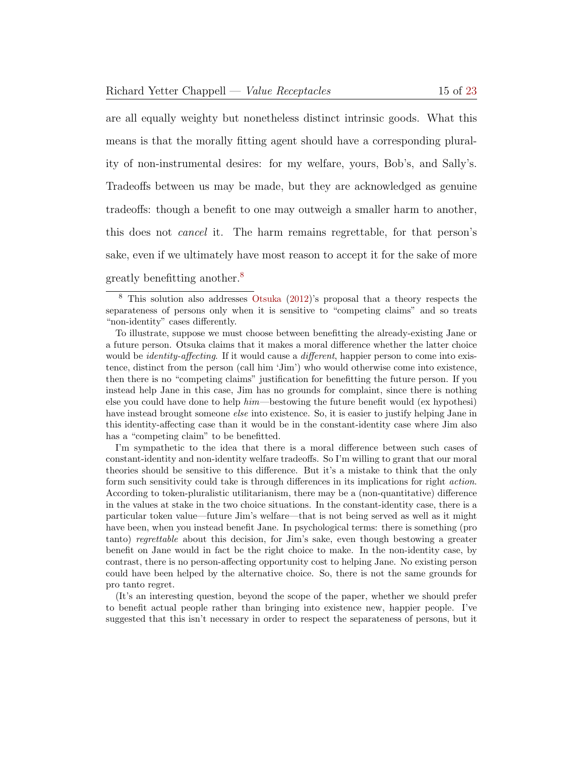are all equally weighty but nonetheless distinct intrinsic goods. What this means is that the morally fitting agent should have a corresponding plurality of non-instrumental desires: for my welfare, yours, Bob's, and Sally's. Tradeoffs between us may be made, but they are acknowledged as genuine tradeoffs: though a benefit to one may outweigh a smaller harm to another, this does not *cancel* it. The harm remains regrettable, for that person's sake, even if we ultimately have most reason to accept it for the sake of more greatly benefitting another.[8]

---

[8] This solution also addresses Otsuka (2012)'s proposal that a theory respects the separateness of persons only when it is sensitive to "competing claims" and so treats "non-identity" cases differently.

To illustrate, suppose we must choose between benefitting the already-existing Jane or a future person. Otsuka claims that it makes a moral difference whether the latter choice would be *identity-affecting*. If it would cause a *different*, happier person to come into existence, distinct from the person (call him 'Jim') who would otherwise come into existence, then there is no "competing claims" justification for benefitting the future person. If you instead help Jane in this case, Jim has no grounds for complaint, since there is nothing else you could have done to help *him*—bestowing the future benefit would (ex hypothesi) have instead brought someone *else* into existence. So, it is easier to justify helping Jane in this identity-affecting case than it would be in the constant-identity case where Jim also has a "competing claim" to be benefitted.

I'm sympathetic to the idea that there is a moral difference between such cases of constant-identity and non-identity welfare tradeoffs. So I'm willing to grant that our moral theories should be sensitive to this difference. But it's a mistake to think that the only form such sensitivity could take is through differences in its implications for right *action*. According to token-pluralistic utilitarianism, there may be a (non-quantitative) difference in the values at stake in the two choice situations. In the constant-identity case, there is a particular token value—future Jim's welfare—that is not being served as well as it might have been, when you instead benefit Jane. In psychological terms: there is something (pro tanto) *regrettable* about this decision, for Jim's sake, even though bestowing a greater benefit on Jane would in fact be the right choice to make. In the non-identity case, by contrast, there is no person-affecting opportunity cost to helping Jane. No existing person could have been helped by the alternative choice. So, there is not the same grounds for pro tanto regret.

(It's an interesting question, beyond the scope of the paper, whether we should prefer to benefit actual people rather than bringing into existence new, happier people. I've suggested that this isn't necessary in order to respect the separateness of persons, but it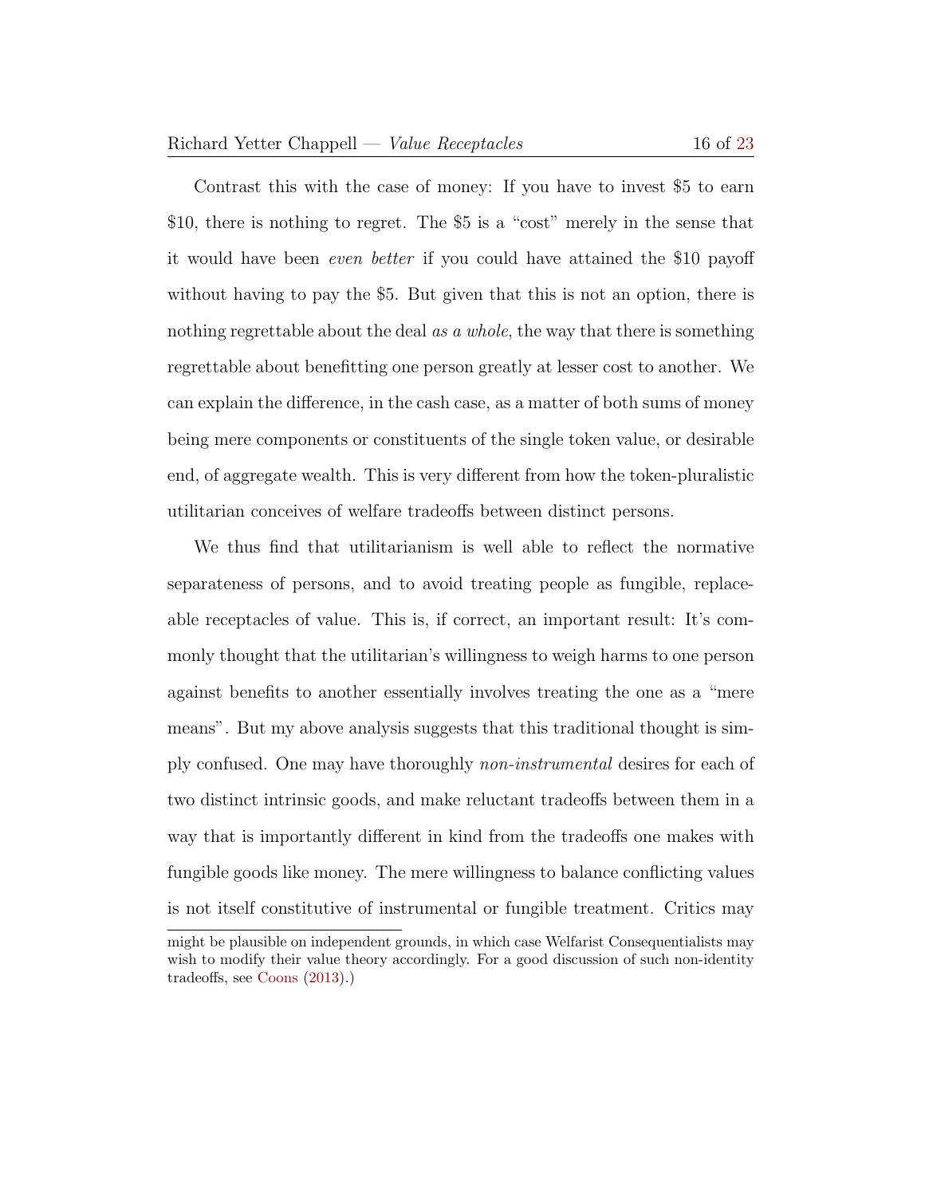Contrast this with the case of money: If you have to invest $5 to earn $10, there is nothing to regret. The $5 is a "cost" merely in the sense that it would have been *even better* if you could have attained the $10 payoff without having to pay the $5. But given that this is not an option, there is nothing regrettable about the deal *as a whole*, the way that there is something regrettable about benefitting one person greatly at lesser cost to another. We can explain the difference, in the cash case, as a matter of both sums of money being mere components or constituents of the single token value, or desirable end, of aggregate wealth. This is very different from how the token-pluralistic utilitarian conceives of welfare tradeoffs between distinct persons.

We thus find that utilitarianism is well able to reflect the normative separateness of persons, and to avoid treating people as fungible, replaceable receptacles of value. This is, if correct, an important result: It's commonly thought that the utilitarian's willingness to weigh harms to one person against benefits to another essentially involves treating the one as a "mere means". But my above analysis suggests that this traditional thought is simply confused. One may have thoroughly *non-instrumental* desires for each of two distinct intrinsic goods, and make reluctant tradeoffs between them in a way that is importantly different in kind from the tradeoffs one makes with fungible goods like money. The mere willingness to balance conflicting values is not itself constitutive of instrumental or fungible treatment. Critics may

might be plausible on independent grounds, in which case Welfarist Consequentialists may wish to modify their value theory accordingly. For a good discussion of such non-identity tradeoffs, see Coons (2013).)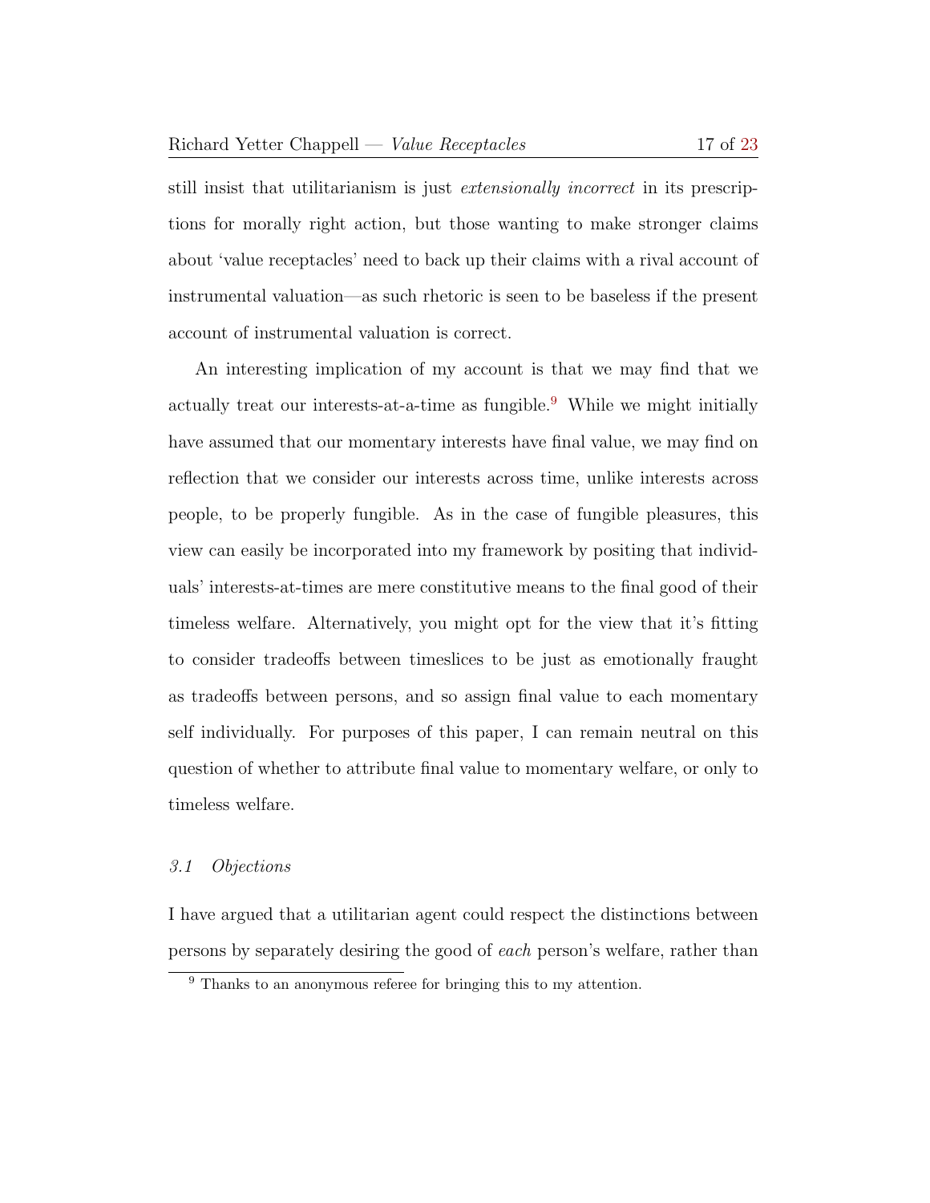still insist that utilitarianism is just *extensionally incorrect* in its prescriptions for morally right action, but those wanting to make stronger claims about 'value receptacles' need to back up their claims with a rival account of instrumental valuation—as such rhetoric is seen to be baseless if the present account of instrumental valuation is correct.

An interesting implication of my account is that we may find that we actually treat our interests-at-a-time as fungible.[9] While we might initially have assumed that our momentary interests have final value, we may find on reflection that we consider our interests across time, unlike interests across people, to be properly fungible. As in the case of fungible pleasures, this view can easily be incorporated into my framework by positing that individuals' interests-at-times are mere constitutive means to the final good of their timeless welfare. Alternatively, you might opt for the view that it's fitting to consider tradeoffs between timeslices to be just as emotionally fraught as tradeoffs between persons, and so assign final value to each momentary self individually. For purposes of this paper, I can remain neutral on this question of whether to attribute final value to momentary welfare, or only to timeless welfare.

### *3.1 Objections*

I have argued that a utilitarian agent could respect the distinctions between persons by separately desiring the good of *each* person's welfare, rather than

[9] Thanks to an anonymous referee for bringing this to my attention.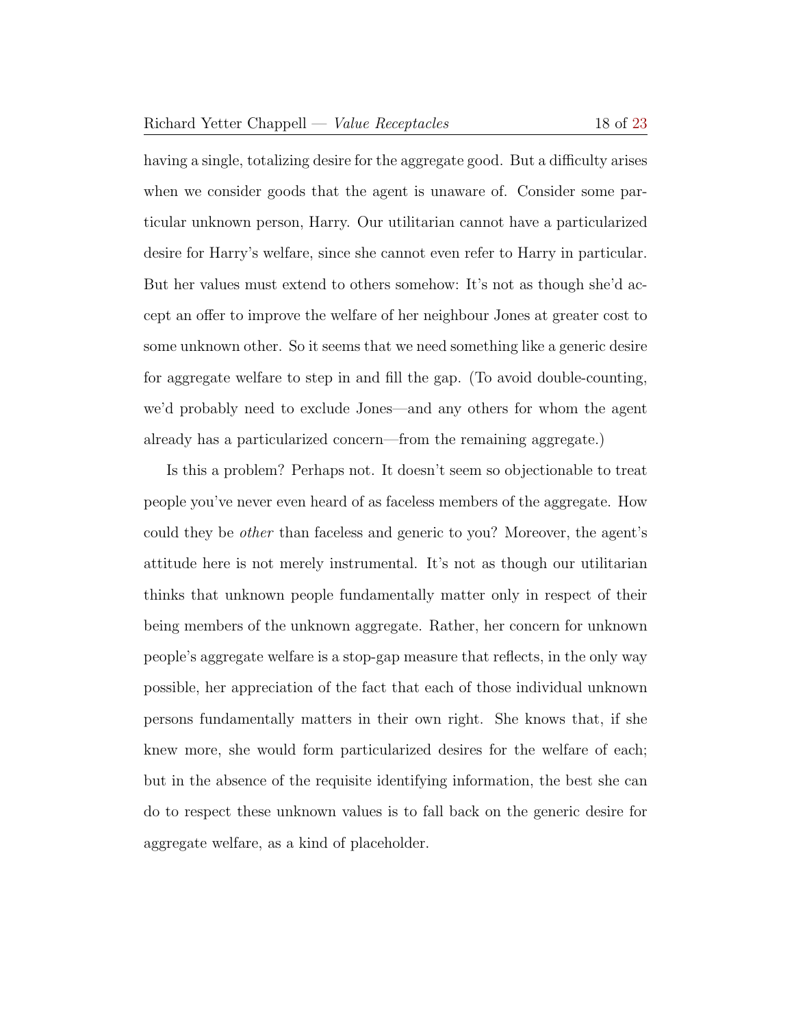having a single, totalizing desire for the aggregate good. But a difficulty arises when we consider goods that the agent is unaware of. Consider some particular unknown person, Harry. Our utilitarian cannot have a particularized desire for Harry's welfare, since she cannot even refer to Harry in particular. But her values must extend to others somehow: It's not as though she'd accept an offer to improve the welfare of her neighbour Jones at greater cost to some unknown other. So it seems that we need something like a generic desire for aggregate welfare to step in and fill the gap. (To avoid double-counting, we'd probably need to exclude Jones—and any others for whom the agent already has a particularized concern—from the remaining aggregate.)

Is this a problem? Perhaps not. It doesn't seem so objectionable to treat people you've never even heard of as faceless members of the aggregate. How could they be *other* than faceless and generic to you? Moreover, the agent's attitude here is not merely instrumental. It's not as though our utilitarian thinks that unknown people fundamentally matter only in respect of their being members of the unknown aggregate. Rather, her concern for unknown people's aggregate welfare is a stop-gap measure that reflects, in the only way possible, her appreciation of the fact that each of those individual unknown persons fundamentally matters in their own right. She knows that, if she knew more, she would form particularized desires for the welfare of each; but in the absence of the requisite identifying information, the best she can do to respect these unknown values is to fall back on the generic desire for aggregate welfare, as a kind of placeholder.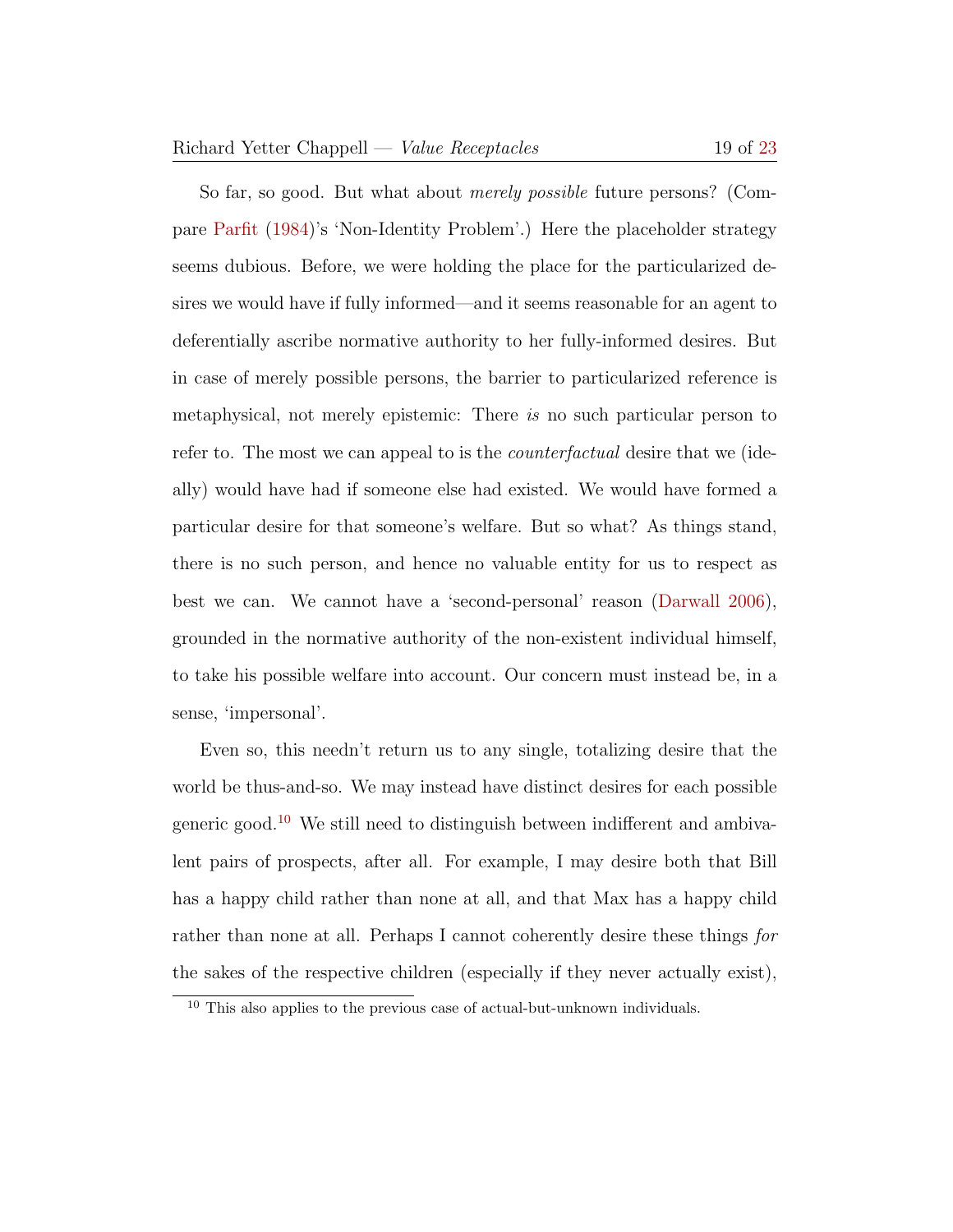So far, so good. But what about *merely possible* future persons? (Compare Parfit (1984)'s 'Non-Identity Problem'.) Here the placeholder strategy seems dubious. Before, we were holding the place for the particularized desires we would have if fully informed—and it seems reasonable for an agent to deferentially ascribe normative authority to her fully-informed desires. But in case of merely possible persons, the barrier to particularized reference is metaphysical, not merely epistemic: There *is* no such particular person to refer to. The most we can appeal to is the *counterfactual* desire that we (ideally) would have had if someone else had existed. We would have formed a particular desire for that someone's welfare. But so what? As things stand, there is no such person, and hence no valuable entity for us to respect as best we can. We cannot have a 'second-personal' reason (Darwall 2006), grounded in the normative authority of the non-existent individual himself, to take his possible welfare into account. Our concern must instead be, in a sense, 'impersonal'.

Even so, this needn't return us to any single, totalizing desire that the world be thus-and-so. We may instead have distinct desires for each possible generic good.[10] We still need to distinguish between indifferent and ambivalent pairs of prospects, after all. For example, I may desire both that Bill has a happy child rather than none at all, and that Max has a happy child rather than none at all. Perhaps I cannot coherently desire these things *for* the sakes of the respective children (especially if they never actually exist),

[10] This also applies to the previous case of actual-but-unknown individuals.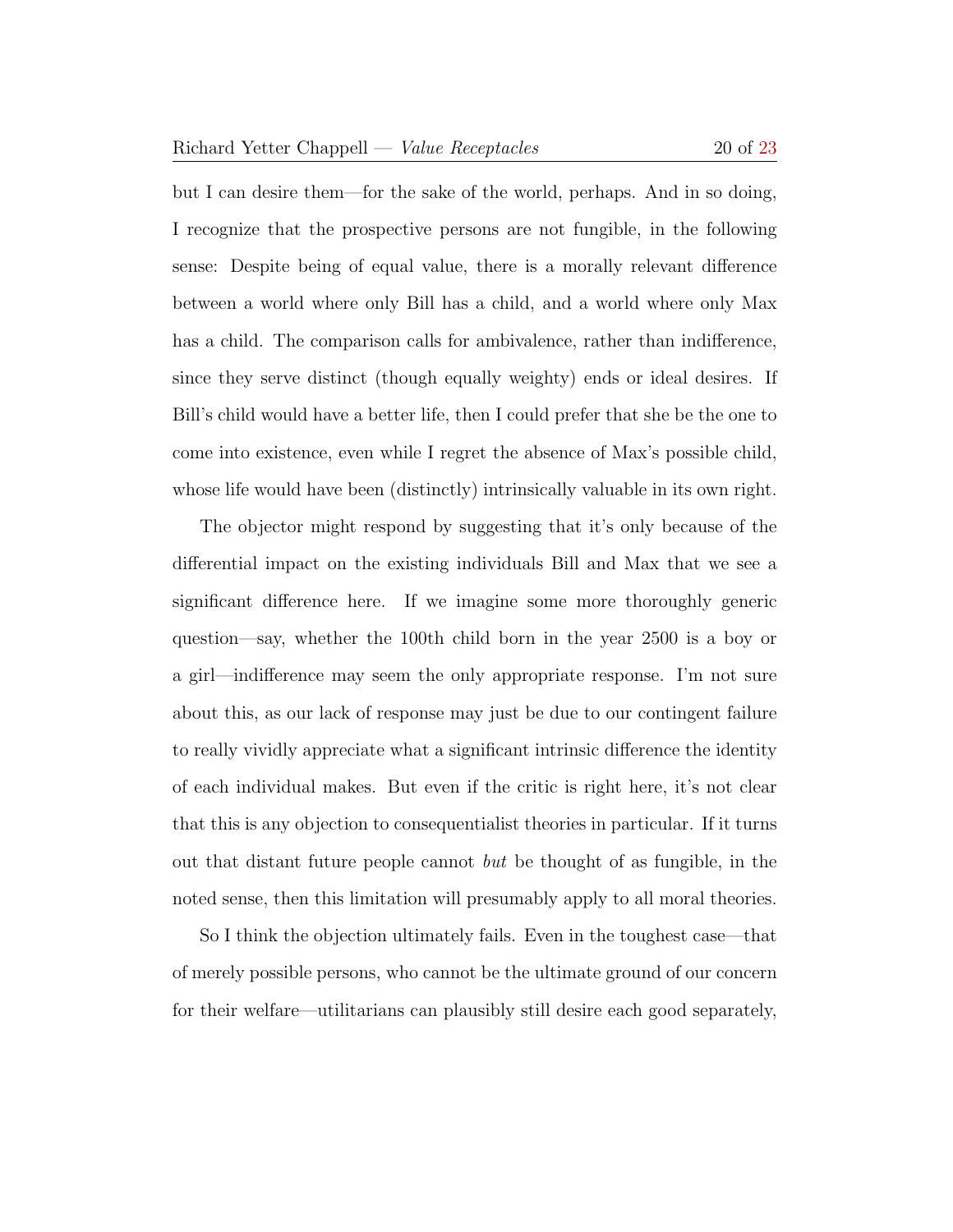but I can desire them—for the sake of the world, perhaps. And in so doing, I recognize that the prospective persons are not fungible, in the following sense: Despite being of equal value, there is a morally relevant difference between a world where only Bill has a child, and a world where only Max has a child. The comparison calls for ambivalence, rather than indifference, since they serve distinct (though equally weighty) ends or ideal desires. If Bill's child would have a better life, then I could prefer that she be the one to come into existence, even while I regret the absence of Max's possible child, whose life would have been (distinctly) intrinsically valuable in its own right.

The objector might respond by suggesting that it's only because of the differential impact on the existing individuals Bill and Max that we see a significant difference here. If we imagine some more thoroughly generic question—say, whether the 100th child born in the year 2500 is a boy or a girl—indifference may seem the only appropriate response. I'm not sure about this, as our lack of response may just be due to our contingent failure to really vividly appreciate what a significant intrinsic difference the identity of each individual makes. But even if the critic is right here, it's not clear that this is any objection to consequentialist theories in particular. If it turns out that distant future people cannot *but* be thought of as fungible, in the noted sense, then this limitation will presumably apply to all moral theories.

So I think the objection ultimately fails. Even in the toughest case—that of merely possible persons, who cannot be the ultimate ground of our concern for their welfare—utilitarians can plausibly still desire each good separately,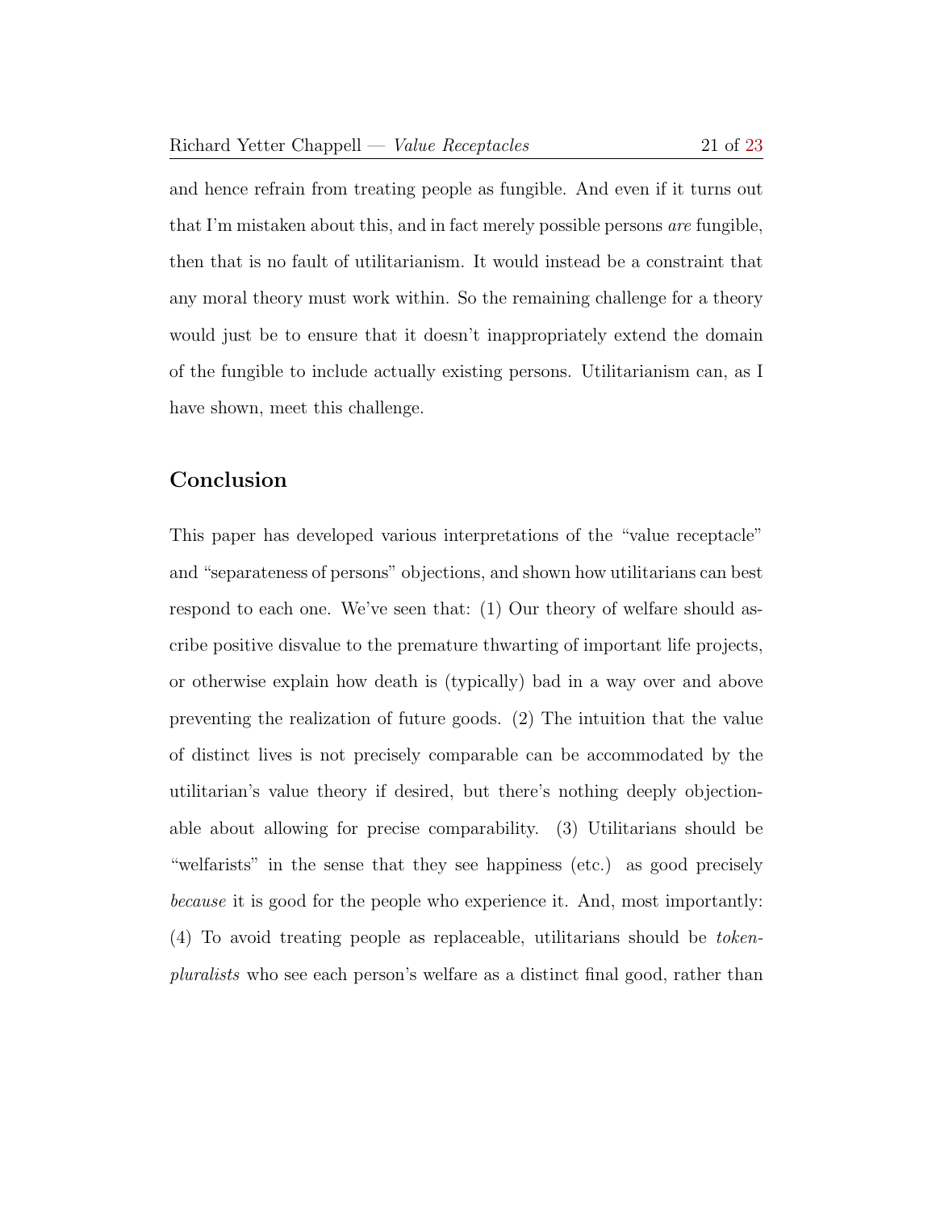and hence refrain from treating people as fungible. And even if it turns out that I'm mistaken about this, and in fact merely possible persons *are* fungible, then that is no fault of utilitarianism. It would instead be a constraint that any moral theory must work within. So the remaining challenge for a theory would just be to ensure that it doesn't inappropriately extend the domain of the fungible to include actually existing persons. Utilitarianism can, as I have shown, meet this challenge.

## Conclusion

This paper has developed various interpretations of the "value receptacle" and "separateness of persons" objections, and shown how utilitarians can best respond to each one. We've seen that: (1) Our theory of welfare should ascribe positive disvalue to the premature thwarting of important life projects, or otherwise explain how death is (typically) bad in a way over and above preventing the realization of future goods. (2) The intuition that the value of distinct lives is not precisely comparable can be accommodated by the utilitarian's value theory if desired, but there's nothing deeply objectionable about allowing for precise comparability. (3) Utilitarians should be "welfarists" in the sense that they see happiness (etc.) as good precisely *because* it is good for the people who experience it. And, most importantly: (4) To avoid treating people as replaceable, utilitarians should be *token-pluralists* who see each person's welfare as a distinct final good, rather than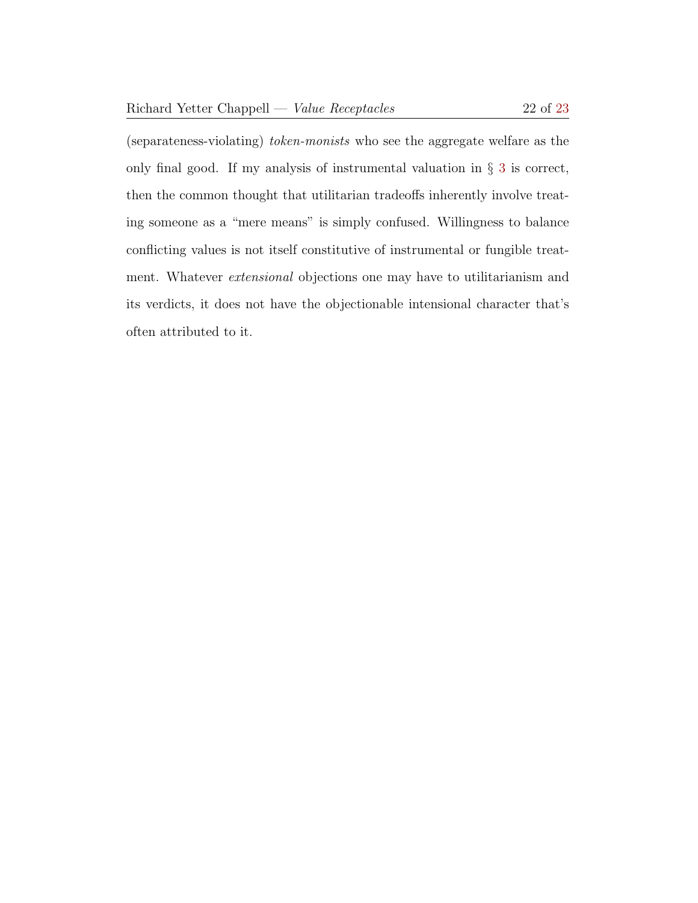(separateness-violating) *token-monists* who see the aggregate welfare as the only final good. If my analysis of instrumental valuation in § 3 is correct, then the common thought that utilitarian tradeoffs inherently involve treating someone as a "mere means" is simply confused. Willingness to balance conflicting values is not itself constitutive of instrumental or fungible treatment. Whatever *extensional* objections one may have to utilitarianism and its verdicts, it does not have the objectionable intensional character that's often attributed to it.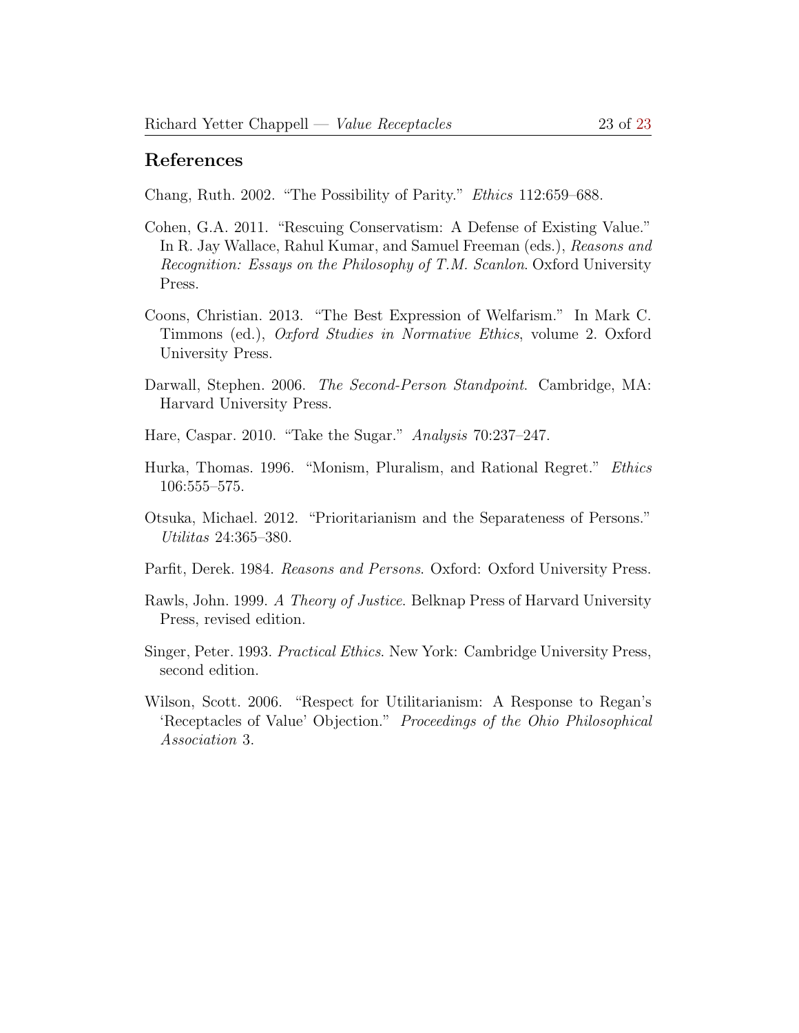## References

Chang, Ruth. 2002. "The Possibility of Parity." *Ethics* 112:659–688.

Cohen, G.A. 2011. "Rescuing Conservatism: A Defense of Existing Value." In R. Jay Wallace, Rahul Kumar, and Samuel Freeman (eds.), *Reasons and Recognition: Essays on the Philosophy of T.M. Scanlon*. Oxford University Press.

Coons, Christian. 2013. "The Best Expression of Welfarism." In Mark C. Timmons (ed.), *Oxford Studies in Normative Ethics*, volume 2. Oxford University Press.

Darwall, Stephen. 2006. *The Second-Person Standpoint*. Cambridge, MA: Harvard University Press.

Hare, Caspar. 2010. "Take the Sugar." *Analysis* 70:237–247.

Hurka, Thomas. 1996. "Monism, Pluralism, and Rational Regret." *Ethics* 106:555–575.

Otsuka, Michael. 2012. "Prioritarianism and the Separateness of Persons." *Utilitas* 24:365–380.

Parfit, Derek. 1984. *Reasons and Persons*. Oxford: Oxford University Press.

Rawls, John. 1999. *A Theory of Justice*. Belknap Press of Harvard University Press, revised edition.

Singer, Peter. 1993. *Practical Ethics*. New York: Cambridge University Press, second edition.

Wilson, Scott. 2006. "Respect for Utilitarianism: A Response to Regan's 'Receptacles of Value' Objection." *Proceedings of the Ohio Philosophical Association* 3.